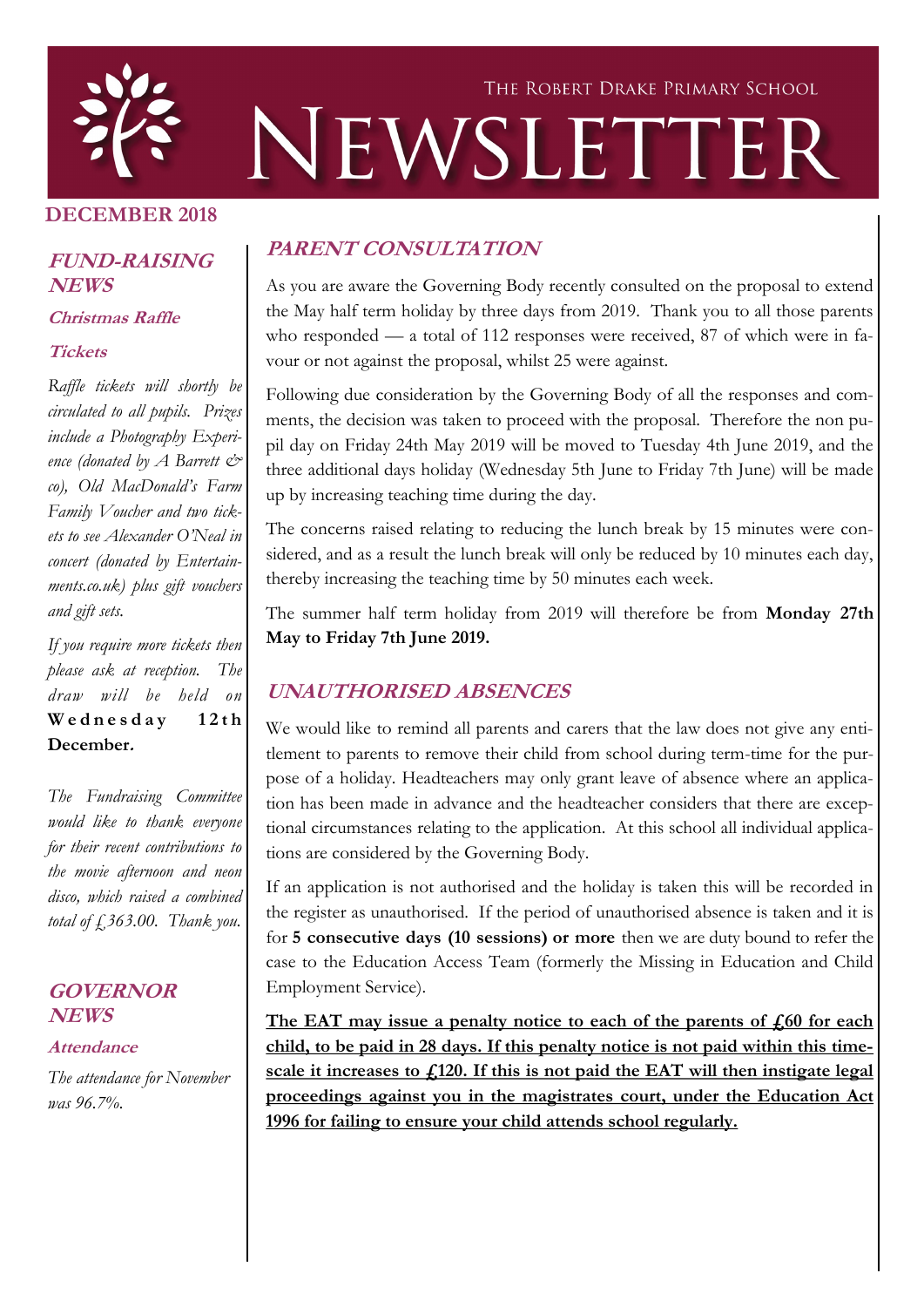THE ROBERT DRAKE PRIMARY SCHOOL

# NEWSLETTER

**DECEMBER 2018**

## FUND-RAISING NEWS

### Christmas Raffle

### Tickets

*Raffle tickets will shortly be circulated to all pupils. Prizes include a Photography Experience (donated by A Barrett & co), Old MacDonald's Farm Family Voucher and two tickets to see Alexander O'Neal in concert (donated by Entertainments.co.uk) plus gift vouchers and gift sets.*

*If you require more tickets then please ask at reception. The draw will be held on* **Wednesday 12th December.**

*The Fundraising Committee would like to thank everyone for their recent contributions to the movie afternoon and neon disco, which raised a combined total of £363.00. Thank you.*

## GOVERNOR NEWS

### Attendance

*The attendance for November was 96.7%.*

## PARENT CONSULTATION

As you are aware the Governing Body recently consulted on the proposal to extend the May half term holiday by three days from 2019. Thank you to all those parents who responded — a total of 112 responses were received, 87 of which were in favour or not against the proposal, whilst 25 were against.

Following due consideration by the Governing Body of all the responses and comments, the decision was taken to proceed with the proposal. Therefore the non pupil day on Friday 24th May 2019 will be moved to Tuesday 4th June 2019, and the three additional days holiday (Wednesday 5th June to Friday 7th June) will be made up by increasing teaching time during the day.

The concerns raised relating to reducing the lunch break by 15 minutes were considered, and as a result the lunch break will only be reduced by 10 minutes each day, thereby increasing the teaching time by 50 minutes each week.

The summer half term holiday from 2019 will therefore be from **Monday 27th May to Friday 7th June 2019.**

## UNAUTHORISED ABSENCES

We would like to remind all parents and carers that the law does not give any entitlement to parents to remove their child from school during term-time for the purpose of a holiday. Headteachers may only grant leave of absence where an application has been made in advance and the headteacher considers that there are exceptional circumstances relating to the application. At this school all individual applications are considered by the Governing Body.

If an application is not authorised and the holiday is taken this will be recorded in the register as unauthorised. If the period of unauthorised absence is taken and it is for **5 consecutive days (10 sessions) or more** then we are duty bound to refer the case to the Education Access Team (formerly the Missing in Education and Child Employment Service).

**The EAT may issue a penalty notice to each of the parents of £60 for each child, to be paid in 28 days. If this penalty notice is not paid within this timescale it increases to £120. If this is not paid the EAT will then instigate legal proceedings against you in the magistrates court, under the Education Act 1996 for failing to ensure your child attends school regularly.**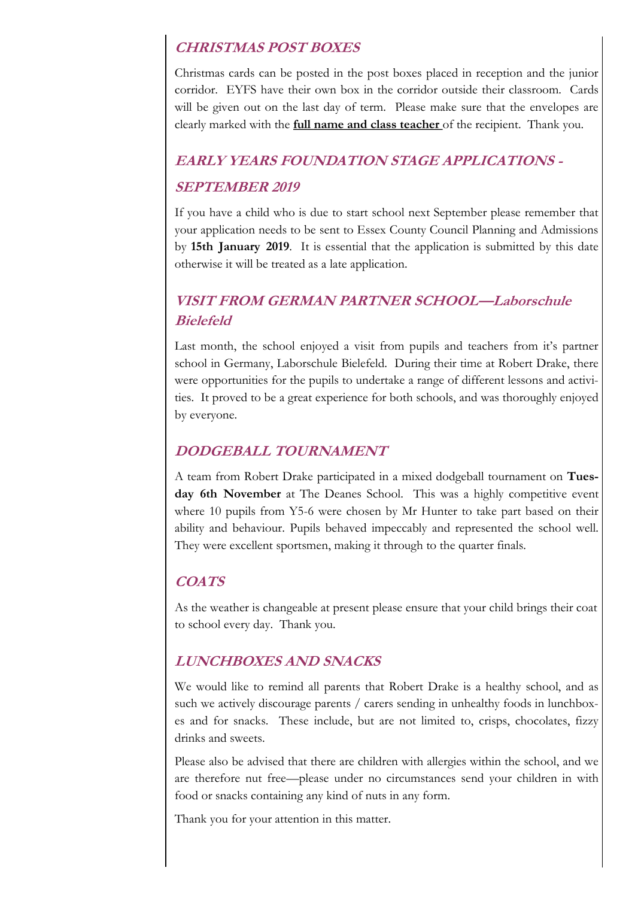## CHRISTMAS POST BOXES

Christmas cards can be posted in the post boxes placed in reception and the junior corridor. EYFS have their own box in the corridor outside their classroom. Cards will be given out on the last day of term. Please make sure that the envelopes are clearly marked with the **full name and class teacher** of the recipient. Thank you.

## EARLY YEARS FOUNDATION STAGE APPLICATIONS - SEPTEMBER 2019

If you have a child who is due to start school next September please remember that your application needs to be sent to Essex County Council Planning and Admissions by **15th January 2019**. It is essential that the application is submitted by this date otherwise it will be treated as a late application.

## VISIT FROM GERMAN PARTNER SCHOOL—Laborschule Bielefeld

Last month, the school enjoyed a visit from pupils and teachers from it's partner school in Germany, Laborschule Bielefeld. During their time at Robert Drake, there were opportunities for the pupils to undertake a range of different lessons and activities. It proved to be a great experience for both schools, and was thoroughly enjoyed by everyone.

## DODGEBALL TOURNAMENT

A team from Robert Drake participated in a mixed dodgeball tournament on **Tuesday 6th November** at The Deanes School. This was a highly competitive event where 10 pupils from Y5-6 were chosen by Mr Hunter to take part based on their ability and behaviour. Pupils behaved impeccably and represented the school well. They were excellent sportsmen, making it through to the quarter finals.

## COATS

As the weather is changeable at present please ensure that your child brings their coat to school every day. Thank you.

## LUNCHBOXES AND SNACKS

We would like to remind all parents that Robert Drake is a healthy school, and as such we actively discourage parents / carers sending in unhealthy foods in lunchboxes and for snacks. These include, but are not limited to, crisps, chocolates, fizzy drinks and sweets.

Please also be advised that there are children with allergies within the school, and we are therefore nut free—please under no circumstances send your children in with food or snacks containing any kind of nuts in any form.

Thank you for your attention in this matter.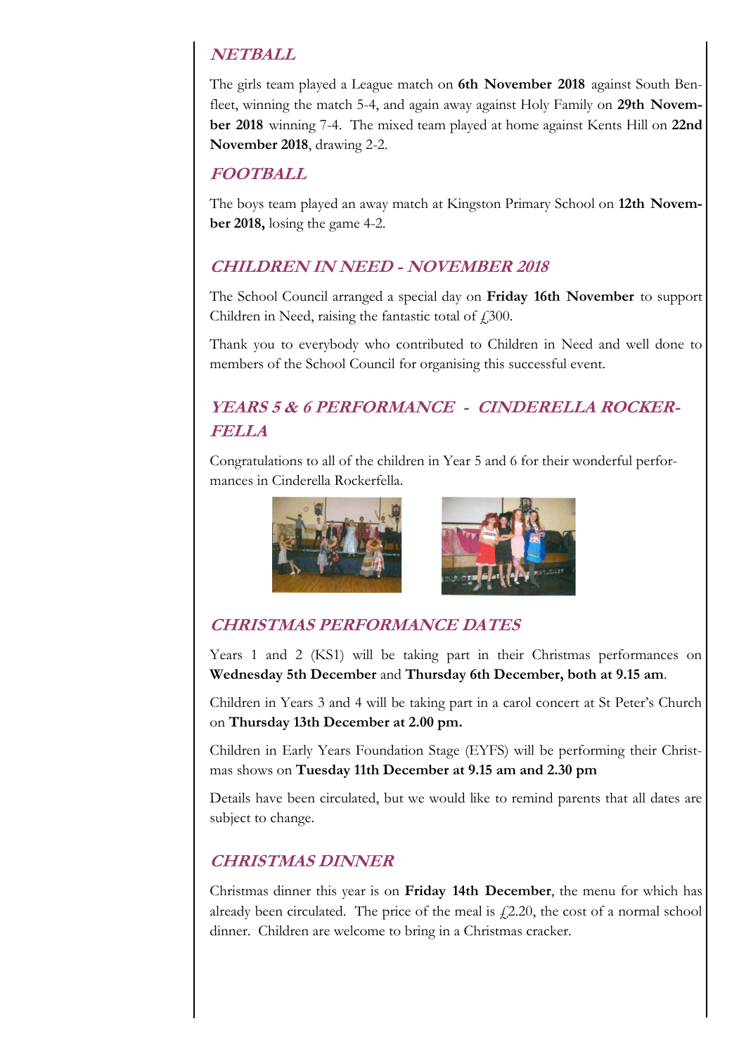## NETBALL

The girls team played a League match on **6th November 2018** against South Benfleet, winning the match 5-4, and again away against Holy Family on **29th November 2018** winning 7-4. The mixed team played at home against Kents Hill on **22nd November 2018**, drawing 2-2.

## FOOTBALL

The boys team played an away match at Kingston Primary School on **12th November 2018,** losing the game 4-2.

## CHILDREN IN NEED - NOVEMBER 2018

The School Council arranged a special day on **Friday 16th November** to support Children in Need, raising the fantastic total of £300.

Thank you to everybody who contributed to Children in Need and well done to members of the School Council for organising this successful event.

## YEARS 5 & 6 PERFORMANCE - CINDERELLA ROCKERFELLA

Congratulations to all of the children in Year 5 and 6 for their wonderful performances in Cinderella Rockerfella.

## CHRISTMAS PERFORMANCE DATES

Years 1 and 2 (KS1) will be taking part in their Christmas performances on **Wednesday 5th December** and **Thursday 6th December, both at 9.15 am**.

Children in Years 3 and 4 will be taking part in a carol concert at St Peter's Church on **Thursday 13th December at 2.00 pm.**

Children in Early Years Foundation Stage (EYFS) will be performing their Christmas shows on **Tuesday 11th December at 9.15 am and 2.30 pm**

Details have been circulated, but we would like to remind parents that all dates are subject to change.

## CHRISTMAS DINNER

Christmas dinner this year is on **Friday 14th December**, the menu for which has already been circulated. The price of the meal is £2.20, the cost of a normal school dinner. Children are welcome to bring in a Christmas cracker.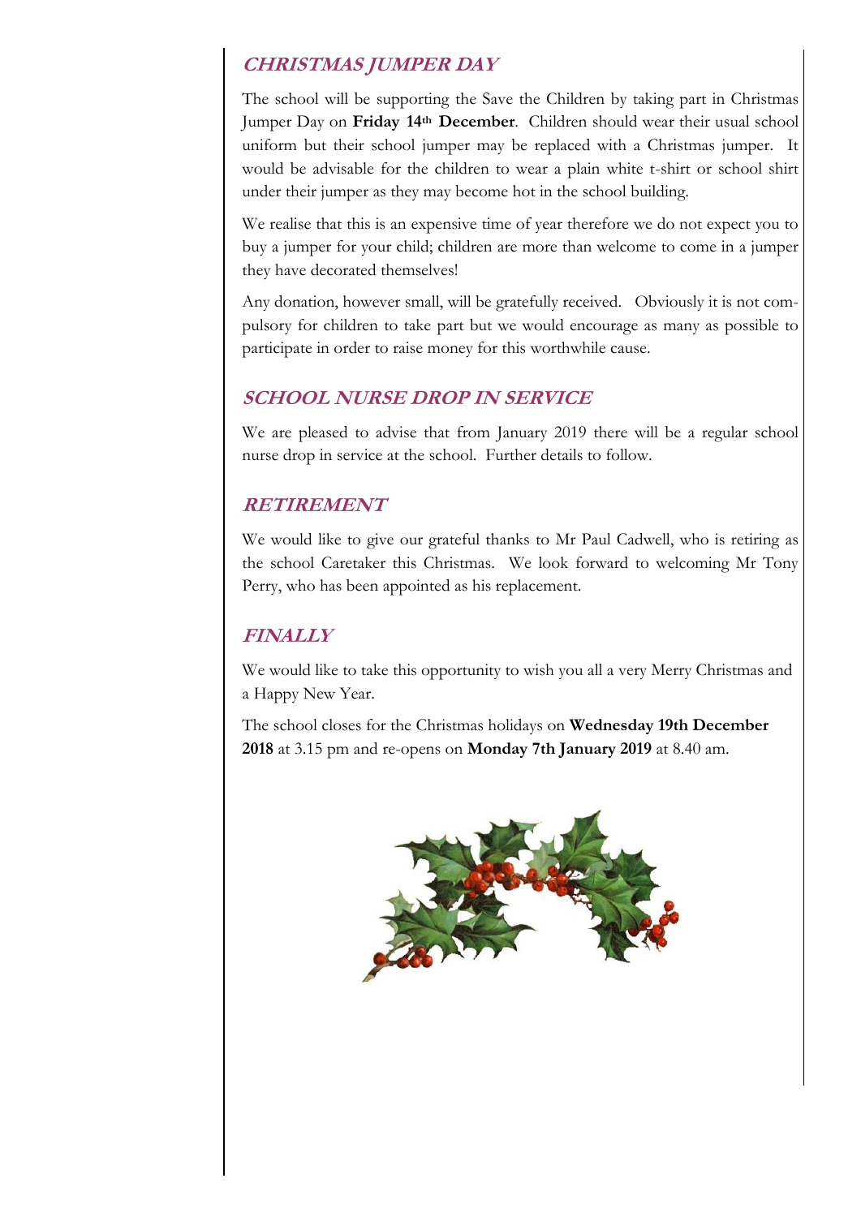## *CHRISTMAS JUMPER DAY*

The school will be supporting the Save the Children by taking part in Christmas Jumper Day on **Friday 14th December**. Children should wear their usual school uniform but their school jumper may be replaced with a Christmas jumper. It would be advisable for the children to wear a plain white t-shirt or school shirt under their jumper as they may become hot in the school building.

We realise that this is an expensive time of year therefore we do not expect you to buy a jumper for your child; children are more than welcome to come in a jumper they have decorated themselves!

Any donation, however small, will be gratefully received. Obviously it is not compulsory for children to take part but we would encourage as many as possible to participate in order to raise money for this worthwhile cause.

## *SCHOOL NURSE DROP IN SERVICE*

We are pleased to advise that from January 2019 there will be a regular school nurse drop in service at the school. Further details to follow.

## *RETIREMENT*

We would like to give our grateful thanks to Mr Paul Cadwell, who is retiring as the school Caretaker this Christmas. We look forward to welcoming Mr Tony Perry, who has been appointed as his replacement.

## *FINALLY*

We would like to take this opportunity to wish you all a very Merry Christmas and a Happy New Year.

The school closes for the Christmas holidays on **Wednesday 19th December 2018** at 3.15 pm and re-opens on **Monday 7th January 2019** at 8.40 am.